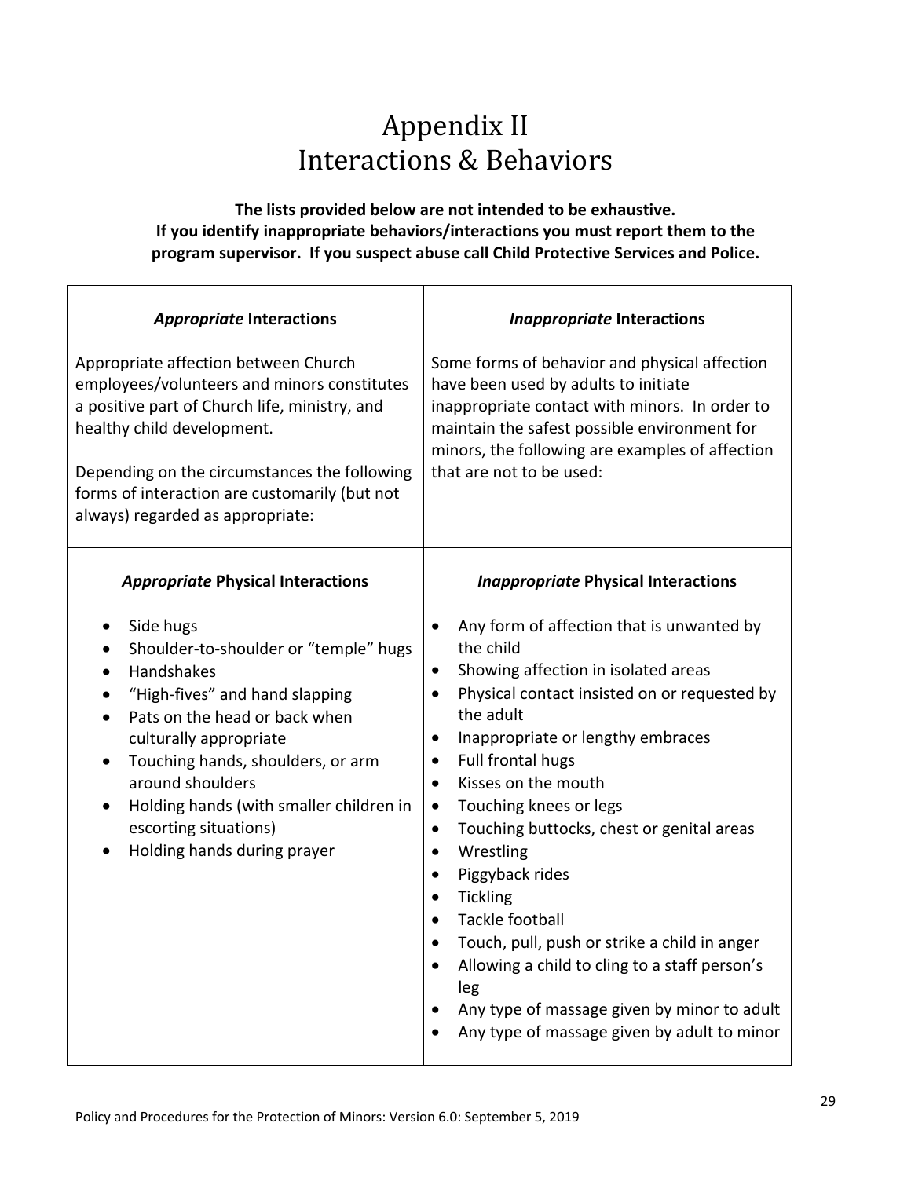# Appendix II
# Interactions & Behaviors

**The lists provided below are not intended to be exhaustive.**
**If you identify inappropriate behaviors/interactions you must report them to the program supervisor. If you suspect abuse call Child Protective Services and Police.**

| ***Appropriate* Interactions** | ***Inappropriate* Interactions** |
|---|---|
| Appropriate affection between Church employees/volunteers and minors constitutes a positive part of Church life, ministry, and healthy child development.<br><br>Depending on the circumstances the following forms of interaction are customarily (but not always) regarded as appropriate: | Some forms of behavior and physical affection have been used by adults to initiate inappropriate contact with minors. In order to maintain the safest possible environment for minors, the following are examples of affection that are not to be used: |
| ***Appropriate* Physical Interactions**<br><br>• Side hugs<br>• Shoulder-to-shoulder or "temple" hugs<br>• Handshakes<br>• "High-fives" and hand slapping<br>• Pats on the head or back when culturally appropriate<br>• Touching hands, shoulders, or arm around shoulders<br>• Holding hands (with smaller children in escorting situations)<br>• Holding hands during prayer | ***Inappropriate* Physical Interactions**<br><br>• Any form of affection that is unwanted by the child<br>• Showing affection in isolated areas<br>• Physical contact insisted on or requested by the adult<br>• Inappropriate or lengthy embraces<br>• Full frontal hugs<br>• Kisses on the mouth<br>• Touching knees or legs<br>• Touching buttocks, chest or genital areas<br>• Wrestling<br>• Piggyback rides<br>• Tickling<br>• Tackle football<br>• Touch, pull, push or strike a child in anger<br>• Allowing a child to cling to a staff person's leg<br>• Any type of massage given by minor to adult<br>• Any type of massage given by adult to minor |

Policy and Procedures for the Protection of Minors: Version 6.0: September 5, 2019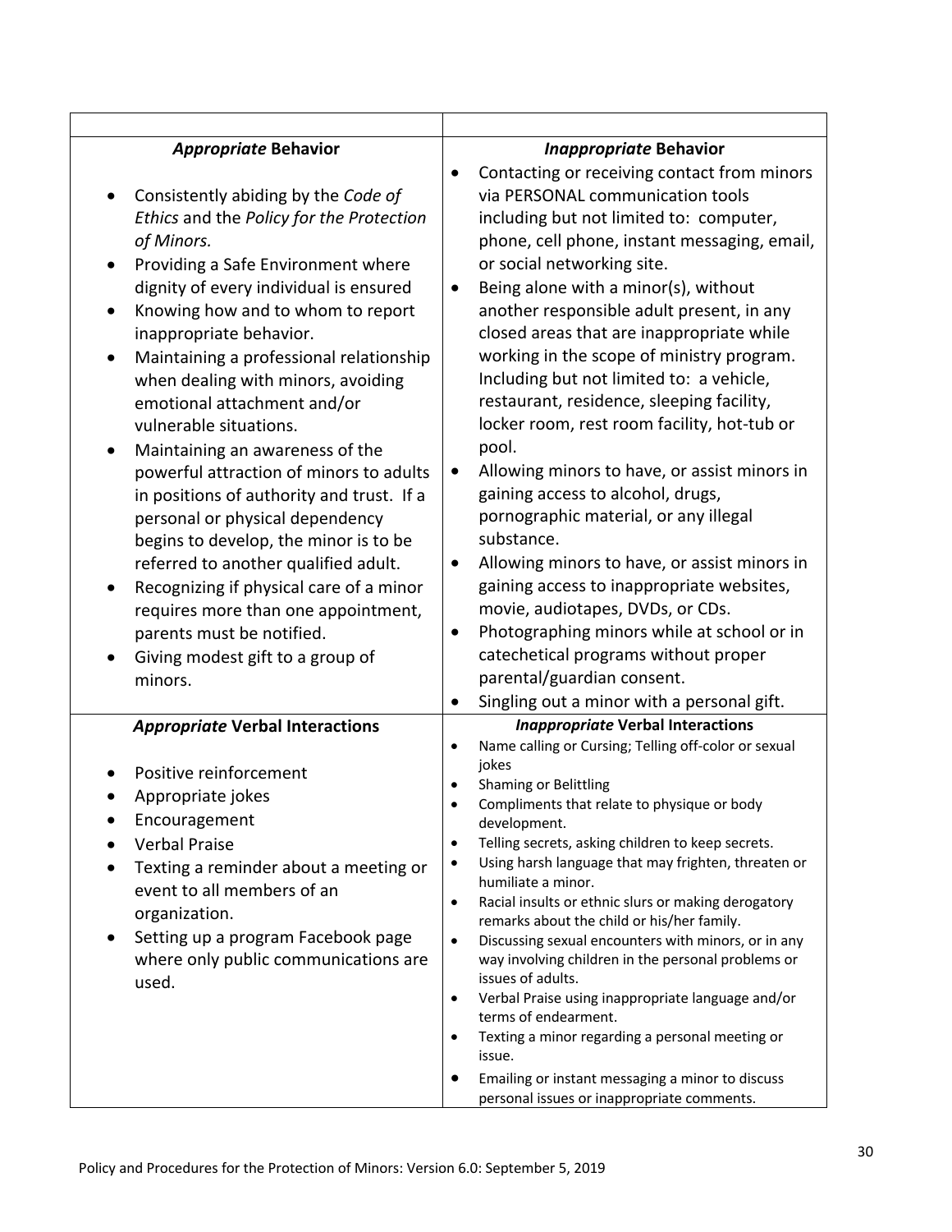| | |
|---|---|
| ***Appropriate* Behavior**<br><br>• Consistently abiding by the *Code of Ethics* and the *Policy for the Protection of Minors.*<br>• Providing a Safe Environment where dignity of every individual is ensured<br>• Knowing how and to whom to report inappropriate behavior.<br>• Maintaining a professional relationship when dealing with minors, avoiding emotional attachment and/or vulnerable situations.<br>• Maintaining an awareness of the powerful attraction of minors to adults in positions of authority and trust. If a personal or physical dependency begins to develop, the minor is to be referred to another qualified adult.<br>• Recognizing if physical care of a minor requires more than one appointment, parents must be notified.<br>• Giving modest gift to a group of minors. | ***Inappropriate* Behavior**<br><br>• Contacting or receiving contact from minors via PERSONAL communication tools including but not limited to: computer, phone, cell phone, instant messaging, email, or social networking site.<br>• Being alone with a minor(s), without another responsible adult present, in any closed areas that are inappropriate while working in the scope of ministry program. Including but not limited to: a vehicle, restaurant, residence, sleeping facility, locker room, rest room facility, hot-tub or pool.<br>• Allowing minors to have, or assist minors in gaining access to alcohol, drugs, pornographic material, or any illegal substance.<br>• Allowing minors to have, or assist minors in gaining access to inappropriate websites, movie, audiotapes, DVDs, or CDs.<br>• Photographing minors while at school or in catechetical programs without proper parental/guardian consent.<br>• Singling out a minor with a personal gift. |
| ***Appropriate* Verbal Interactions**<br><br>• Positive reinforcement<br>• Appropriate jokes<br>• Encouragement<br>• Verbal Praise<br>• Texting a reminder about a meeting or event to all members of an organization.<br>• Setting up a program Facebook page where only public communications are used. | ***Inappropriate* Verbal Interactions**<br><br>• Name calling or Cursing; Telling off-color or sexual jokes<br>• Shaming or Belittling<br>• Compliments that relate to physique or body development.<br>• Telling secrets, asking children to keep secrets.<br>• Using harsh language that may frighten, threaten or humiliate a minor.<br>• Racial insults or ethnic slurs or making derogatory remarks about the child or his/her family.<br>• Discussing sexual encounters with minors, or in any way involving children in the personal problems or issues of adults.<br>• Verbal Praise using inappropriate language and/or terms of endearment.<br>• Texting a minor regarding a personal meeting or issue.<br>• Emailing or instant messaging a minor to discuss personal issues or inappropriate comments. |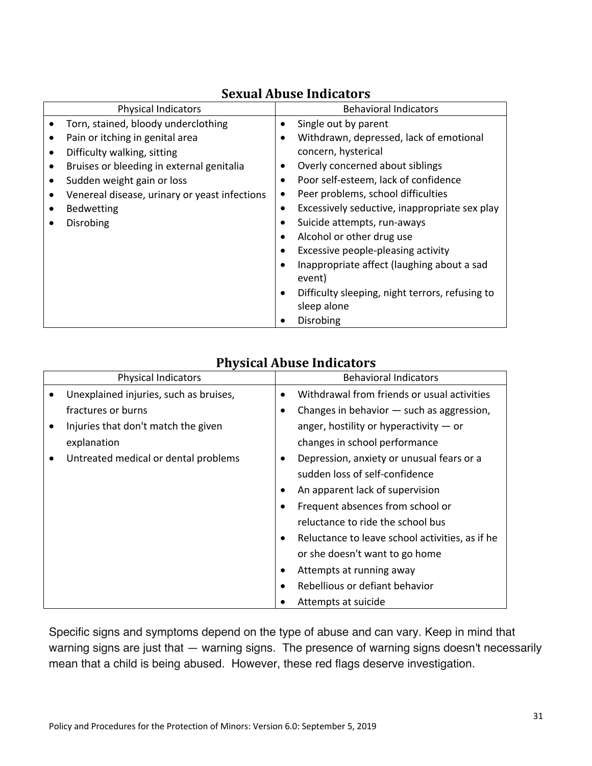## Sexual Abuse Indicators

| Physical Indicators | Behavioral Indicators |
|---|---|
| • Torn, stained, bloody underclothing<br>• Pain or itching in genital area<br>• Difficulty walking, sitting<br>• Bruises or bleeding in external genitalia<br>• Sudden weight gain or loss<br>• Venereal disease, urinary or yeast infections<br>• Bedwetting<br>• Disrobing | • Single out by parent<br>• Withdrawn, depressed, lack of emotional concern, hysterical<br>• Overly concerned about siblings<br>• Poor self-esteem, lack of confidence<br>• Peer problems, school difficulties<br>• Excessively seductive, inappropriate sex play<br>• Suicide attempts, run-aways<br>• Alcohol or other drug use<br>• Excessive people-pleasing activity<br>• Inappropriate affect (laughing about a sad event)<br>• Difficulty sleeping, night terrors, refusing to sleep alone<br>• Disrobing |

## Physical Abuse Indicators

| Physical Indicators | Behavioral Indicators |
|---|---|
| • Unexplained injuries, such as bruises, fractures or burns<br>• Injuries that don't match the given explanation<br>• Untreated medical or dental problems | • Withdrawal from friends or usual activities<br>• Changes in behavior — such as aggression, anger, hostility or hyperactivity — or changes in school performance<br>• Depression, anxiety or unusual fears or a sudden loss of self-confidence<br>• An apparent lack of supervision<br>• Frequent absences from school or reluctance to ride the school bus<br>• Reluctance to leave school activities, as if he or she doesn't want to go home<br>• Attempts at running away<br>• Rebellious or defiant behavior<br>• Attempts at suicide |

Specific signs and symptoms depend on the type of abuse and can vary. Keep in mind that warning signs are just that — warning signs. The presence of warning signs doesn't necessarily mean that a child is being abused. However, these red flags deserve investigation.